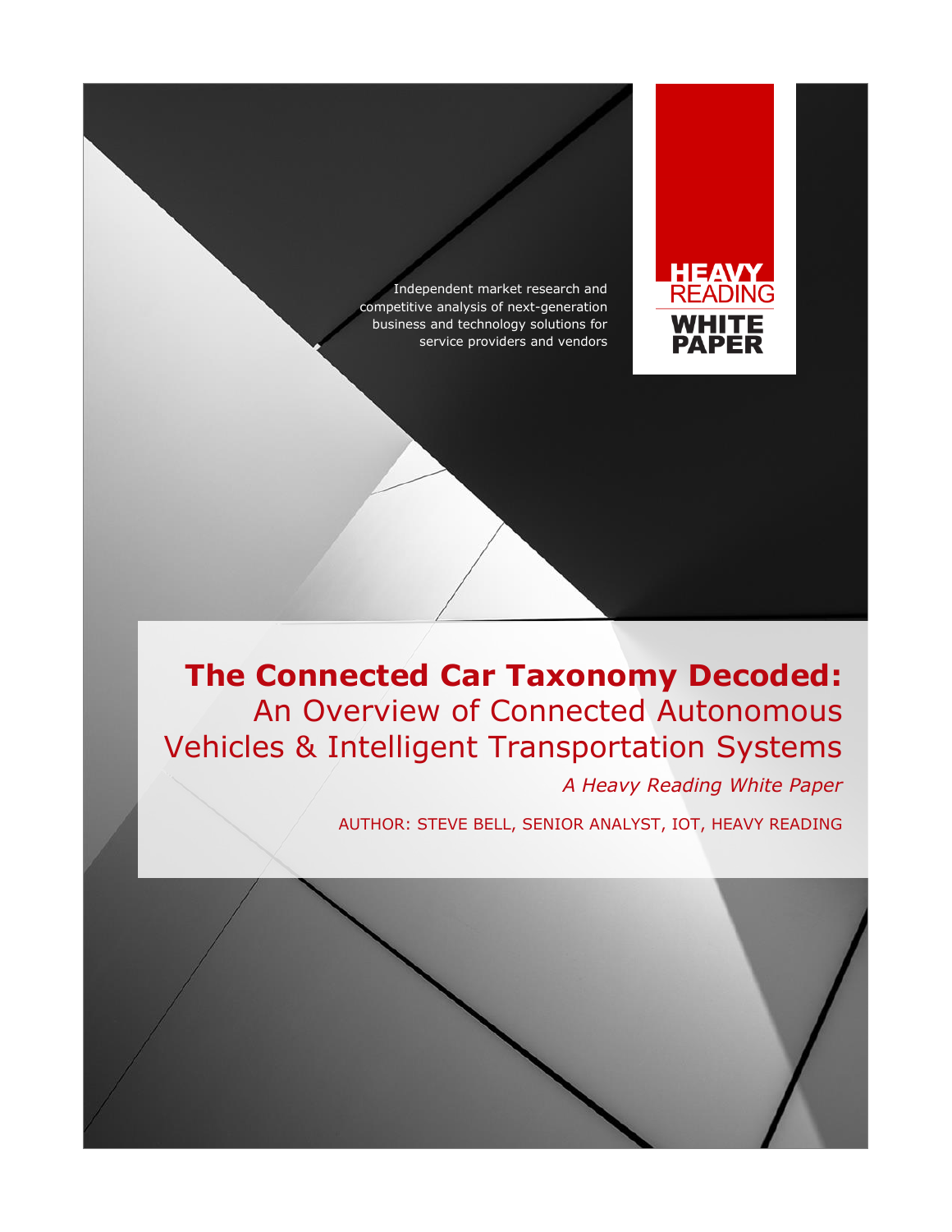Independent market research and competitive analysis of next-generation business and technology solutions for service providers and vendors

HEAVY READING WHITE PAPER

# The Connected Car Taxonomy Decoded: An Overview of Connected Autonomous Vehicles & Intelligent Transportation Systems

*A Heavy Reading White Paper*

AUTHOR: STEVE BELL, SENIOR ANALYST, IOT, HEAVY READING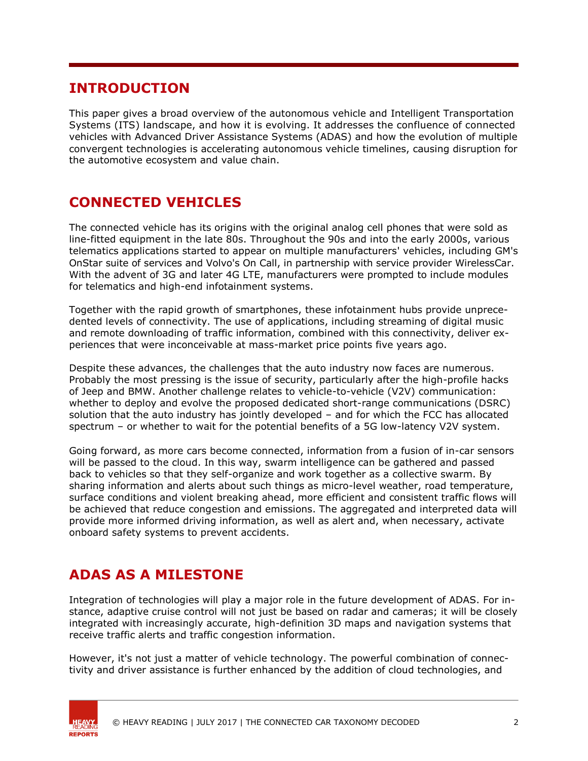## INTRODUCTION

This paper gives a broad overview of the autonomous vehicle and Intelligent Transportation Systems (ITS) landscape, and how it is evolving. It addresses the confluence of connected vehicles with Advanced Driver Assistance Systems (ADAS) and how the evolution of multiple convergent technologies is accelerating autonomous vehicle timelines, causing disruption for the automotive ecosystem and value chain.

## CONNECTED VEHICLES

The connected vehicle has its origins with the original analog cell phones that were sold as line-fitted equipment in the late 80s. Throughout the 90s and into the early 2000s, various telematics applications started to appear on multiple manufacturers' vehicles, including GM's OnStar suite of services and Volvo's On Call, in partnership with service provider WirelessCar. With the advent of 3G and later 4G LTE, manufacturers were prompted to include modules for telematics and high-end infotainment systems.

Together with the rapid growth of smartphones, these infotainment hubs provide unprecedented levels of connectivity. The use of applications, including streaming of digital music and remote downloading of traffic information, combined with this connectivity, deliver experiences that were inconceivable at mass-market price points five years ago.

Despite these advances, the challenges that the auto industry now faces are numerous. Probably the most pressing is the issue of security, particularly after the high-profile hacks of Jeep and BMW. Another challenge relates to vehicle-to-vehicle (V2V) communication: whether to deploy and evolve the proposed dedicated short-range communications (DSRC) solution that the auto industry has jointly developed – and for which the FCC has allocated spectrum – or whether to wait for the potential benefits of a 5G low-latency V2V system.

Going forward, as more cars become connected, information from a fusion of in-car sensors will be passed to the cloud. In this way, swarm intelligence can be gathered and passed back to vehicles so that they self-organize and work together as a collective swarm. By sharing information and alerts about such things as micro-level weather, road temperature, surface conditions and violent breaking ahead, more efficient and consistent traffic flows will be achieved that reduce congestion and emissions. The aggregated and interpreted data will provide more informed driving information, as well as alert and, when necessary, activate onboard safety systems to prevent accidents.

## ADAS AS A MILESTONE

Integration of technologies will play a major role in the future development of ADAS. For instance, adaptive cruise control will not just be based on radar and cameras; it will be closely integrated with increasingly accurate, high-definition 3D maps and navigation systems that receive traffic alerts and traffic congestion information.

However, it's not just a matter of vehicle technology. The powerful combination of connectivity and driver assistance is further enhanced by the addition of cloud technologies, and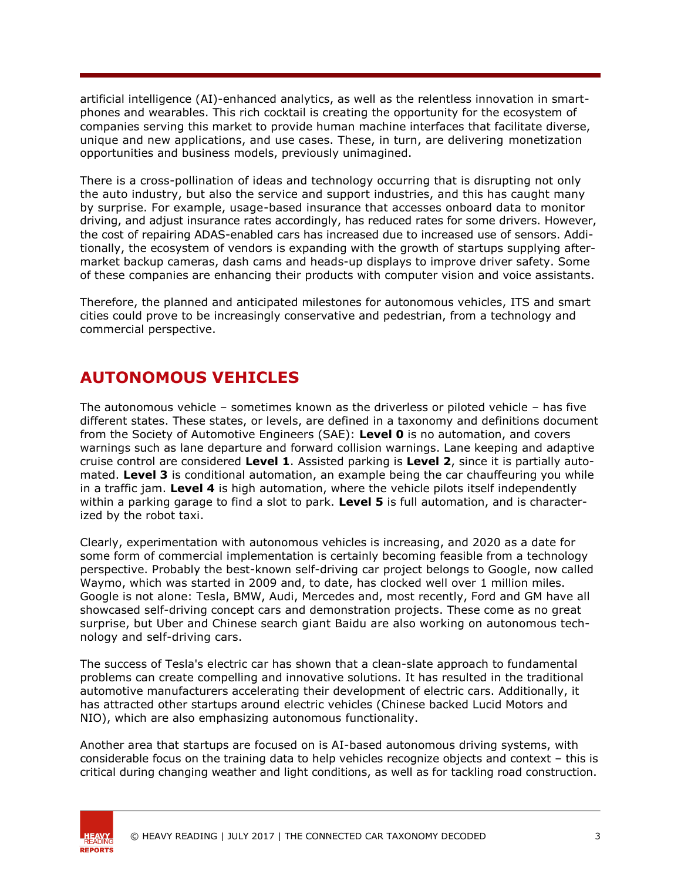artificial intelligence (AI)-enhanced analytics, as well as the relentless innovation in smartphones and wearables. This rich cocktail is creating the opportunity for the ecosystem of companies serving this market to provide human machine interfaces that facilitate diverse, unique and new applications, and use cases. These, in turn, are delivering monetization opportunities and business models, previously unimagined.

There is a cross-pollination of ideas and technology occurring that is disrupting not only the auto industry, but also the service and support industries, and this has caught many by surprise. For example, usage-based insurance that accesses onboard data to monitor driving, and adjust insurance rates accordingly, has reduced rates for some drivers. However, the cost of repairing ADAS-enabled cars has increased due to increased use of sensors. Additionally, the ecosystem of vendors is expanding with the growth of startups supplying aftermarket backup cameras, dash cams and heads-up displays to improve driver safety. Some of these companies are enhancing their products with computer vision and voice assistants.

Therefore, the planned and anticipated milestones for autonomous vehicles, ITS and smart cities could prove to be increasingly conservative and pedestrian, from a technology and commercial perspective.

## AUTONOMOUS VEHICLES

The autonomous vehicle – sometimes known as the driverless or piloted vehicle – has five different states. These states, or levels, are defined in a taxonomy and definitions document from the Society of Automotive Engineers (SAE): **Level 0** is no automation, and covers warnings such as lane departure and forward collision warnings. Lane keeping and adaptive cruise control are considered **Level 1**. Assisted parking is **Level 2**, since it is partially automated. **Level 3** is conditional automation, an example being the car chauffeuring you while in a traffic jam. **Level 4** is high automation, where the vehicle pilots itself independently within a parking garage to find a slot to park. **Level 5** is full automation, and is characterized by the robot taxi.

Clearly, experimentation with autonomous vehicles is increasing, and 2020 as a date for some form of commercial implementation is certainly becoming feasible from a technology perspective. Probably the best-known self-driving car project belongs to Google, now called Waymo, which was started in 2009 and, to date, has clocked well over 1 million miles. Google is not alone: Tesla, BMW, Audi, Mercedes and, most recently, Ford and GM have all showcased self-driving concept cars and demonstration projects. These come as no great surprise, but Uber and Chinese search giant Baidu are also working on autonomous technology and self-driving cars.

The success of Tesla's electric car has shown that a clean-slate approach to fundamental problems can create compelling and innovative solutions. It has resulted in the traditional automotive manufacturers accelerating their development of electric cars. Additionally, it has attracted other startups around electric vehicles (Chinese backed Lucid Motors and NIO), which are also emphasizing autonomous functionality.

Another area that startups are focused on is AI-based autonomous driving systems, with considerable focus on the training data to help vehicles recognize objects and context – this is critical during changing weather and light conditions, as well as for tackling road construction.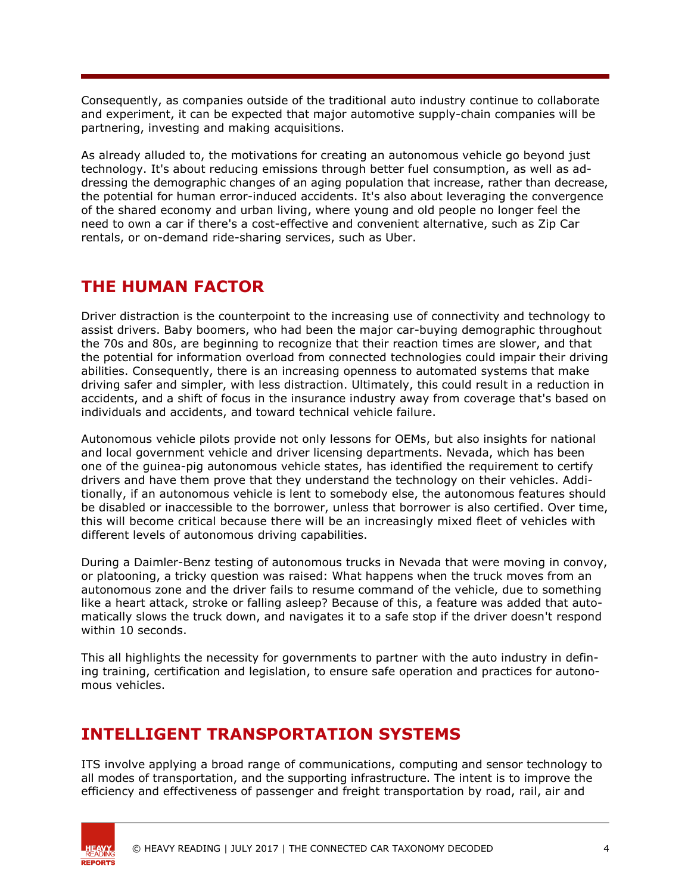Consequently, as companies outside of the traditional auto industry continue to collaborate and experiment, it can be expected that major automotive supply-chain companies will be partnering, investing and making acquisitions.

As already alluded to, the motivations for creating an autonomous vehicle go beyond just technology. It's about reducing emissions through better fuel consumption, as well as addressing the demographic changes of an aging population that increase, rather than decrease, the potential for human error-induced accidents. It's also about leveraging the convergence of the shared economy and urban living, where young and old people no longer feel the need to own a car if there's a cost-effective and convenient alternative, such as Zip Car rentals, or on-demand ride-sharing services, such as Uber.

## THE HUMAN FACTOR

Driver distraction is the counterpoint to the increasing use of connectivity and technology to assist drivers. Baby boomers, who had been the major car-buying demographic throughout the 70s and 80s, are beginning to recognize that their reaction times are slower, and that the potential for information overload from connected technologies could impair their driving abilities. Consequently, there is an increasing openness to automated systems that make driving safer and simpler, with less distraction. Ultimately, this could result in a reduction in accidents, and a shift of focus in the insurance industry away from coverage that's based on individuals and accidents, and toward technical vehicle failure.

Autonomous vehicle pilots provide not only lessons for OEMs, but also insights for national and local government vehicle and driver licensing departments. Nevada, which has been one of the guinea-pig autonomous vehicle states, has identified the requirement to certify drivers and have them prove that they understand the technology on their vehicles. Additionally, if an autonomous vehicle is lent to somebody else, the autonomous features should be disabled or inaccessible to the borrower, unless that borrower is also certified. Over time, this will become critical because there will be an increasingly mixed fleet of vehicles with different levels of autonomous driving capabilities.

During a Daimler-Benz testing of autonomous trucks in Nevada that were moving in convoy, or platooning, a tricky question was raised: What happens when the truck moves from an autonomous zone and the driver fails to resume command of the vehicle, due to something like a heart attack, stroke or falling asleep? Because of this, a feature was added that automatically slows the truck down, and navigates it to a safe stop if the driver doesn't respond within 10 seconds.

This all highlights the necessity for governments to partner with the auto industry in defining training, certification and legislation, to ensure safe operation and practices for autonomous vehicles.

## INTELLIGENT TRANSPORTATION SYSTEMS

ITS involve applying a broad range of communications, computing and sensor technology to all modes of transportation, and the supporting infrastructure. The intent is to improve the efficiency and effectiveness of passenger and freight transportation by road, rail, air and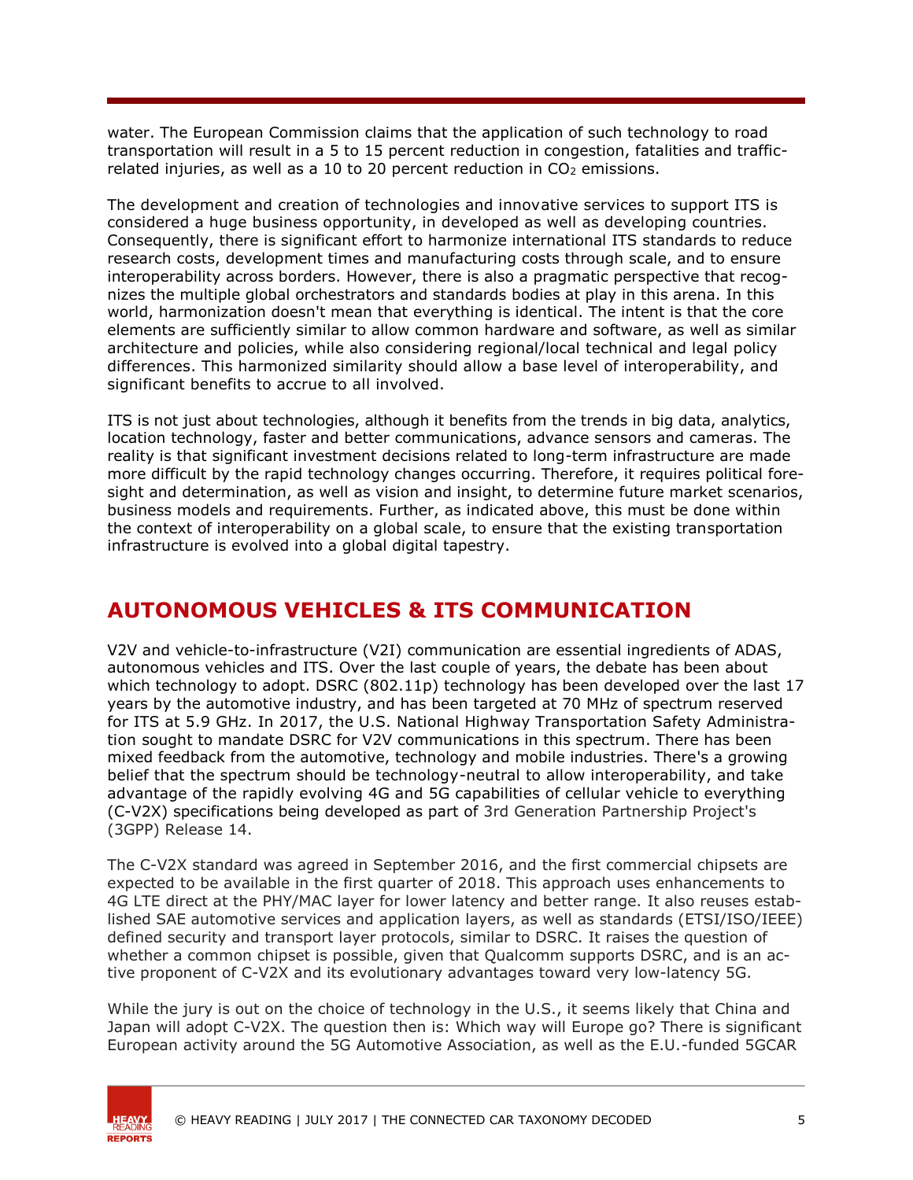water. The European Commission claims that the application of such technology to road transportation will result in a 5 to 15 percent reduction in congestion, fatalities and traffic-related injuries, as well as a 10 to 20 percent reduction in $CO_2$ emissions.

The development and creation of technologies and innovative services to support ITS is considered a huge business opportunity, in developed as well as developing countries. Consequently, there is significant effort to harmonize international ITS standards to reduce research costs, development times and manufacturing costs through scale, and to ensure interoperability across borders. However, there is also a pragmatic perspective that recognizes the multiple global orchestrators and standards bodies at play in this arena. In this world, harmonization doesn't mean that everything is identical. The intent is that the core elements are sufficiently similar to allow common hardware and software, as well as similar architecture and policies, while also considering regional/local technical and legal policy differences. This harmonized similarity should allow a base level of interoperability, and significant benefits to accrue to all involved.

ITS is not just about technologies, although it benefits from the trends in big data, analytics, location technology, faster and better communications, advance sensors and cameras. The reality is that significant investment decisions related to long-term infrastructure are made more difficult by the rapid technology changes occurring. Therefore, it requires political foresight and determination, as well as vision and insight, to determine future market scenarios, business models and requirements. Further, as indicated above, this must be done within the context of interoperability on a global scale, to ensure that the existing transportation infrastructure is evolved into a global digital tapestry.

## AUTONOMOUS VEHICLES & ITS COMMUNICATION

V2V and vehicle-to-infrastructure (V2I) communication are essential ingredients of ADAS, autonomous vehicles and ITS. Over the last couple of years, the debate has been about which technology to adopt. DSRC (802.11p) technology has been developed over the last 17 years by the automotive industry, and has been targeted at 70 MHz of spectrum reserved for ITS at 5.9 GHz. In 2017, the U.S. National Highway Transportation Safety Administration sought to mandate DSRC for V2V communications in this spectrum. There has been mixed feedback from the automotive, technology and mobile industries. There's a growing belief that the spectrum should be technology-neutral to allow interoperability, and take advantage of the rapidly evolving 4G and 5G capabilities of cellular vehicle to everything (C-V2X) specifications being developed as part of 3rd Generation Partnership Project's (3GPP) Release 14.

The C-V2X standard was agreed in September 2016, and the first commercial chipsets are expected to be available in the first quarter of 2018. This approach uses enhancements to 4G LTE direct at the PHY/MAC layer for lower latency and better range. It also reuses established SAE automotive services and application layers, as well as standards (ETSI/ISO/IEEE) defined security and transport layer protocols, similar to DSRC. It raises the question of whether a common chipset is possible, given that Qualcomm supports DSRC, and is an active proponent of C-V2X and its evolutionary advantages toward very low-latency 5G.

While the jury is out on the choice of technology in the U.S., it seems likely that China and Japan will adopt C-V2X. The question then is: Which way will Europe go? There is significant European activity around the 5G Automotive Association, as well as the E.U.-funded 5GCAR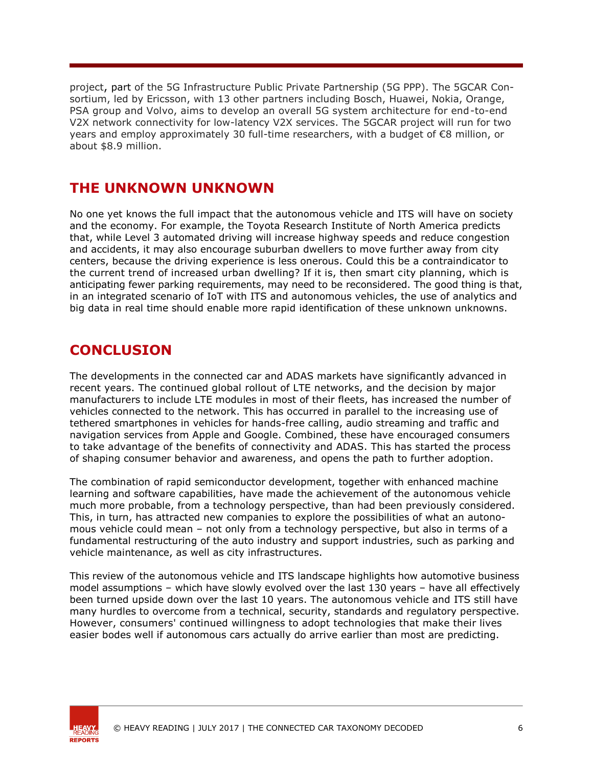project, part of the 5G Infrastructure Public Private Partnership (5G PPP). The 5GCAR Consortium, led by Ericsson, with 13 other partners including Bosch, Huawei, Nokia, Orange, PSA group and Volvo, aims to develop an overall 5G system architecture for end-to-end V2X network connectivity for low-latency V2X services. The 5GCAR project will run for two years and employ approximately 30 full-time researchers, with a budget of €8 million, or about $8.9 million.

## THE UNKNOWN UNKNOWN

No one yet knows the full impact that the autonomous vehicle and ITS will have on society and the economy. For example, the Toyota Research Institute of North America predicts that, while Level 3 automated driving will increase highway speeds and reduce congestion and accidents, it may also encourage suburban dwellers to move further away from city centers, because the driving experience is less onerous. Could this be a contraindicator to the current trend of increased urban dwelling? If it is, then smart city planning, which is anticipating fewer parking requirements, may need to be reconsidered. The good thing is that, in an integrated scenario of IoT with ITS and autonomous vehicles, the use of analytics and big data in real time should enable more rapid identification of these unknown unknowns.

## CONCLUSION

The developments in the connected car and ADAS markets have significantly advanced in recent years. The continued global rollout of LTE networks, and the decision by major manufacturers to include LTE modules in most of their fleets, has increased the number of vehicles connected to the network. This has occurred in parallel to the increasing use of tethered smartphones in vehicles for hands-free calling, audio streaming and traffic and navigation services from Apple and Google. Combined, these have encouraged consumers to take advantage of the benefits of connectivity and ADAS. This has started the process of shaping consumer behavior and awareness, and opens the path to further adoption.

The combination of rapid semiconductor development, together with enhanced machine learning and software capabilities, have made the achievement of the autonomous vehicle much more probable, from a technology perspective, than had been previously considered. This, in turn, has attracted new companies to explore the possibilities of what an autonomous vehicle could mean – not only from a technology perspective, but also in terms of a fundamental restructuring of the auto industry and support industries, such as parking and vehicle maintenance, as well as city infrastructures.

This review of the autonomous vehicle and ITS landscape highlights how automotive business model assumptions – which have slowly evolved over the last 130 years – have all effectively been turned upside down over the last 10 years. The autonomous vehicle and ITS still have many hurdles to overcome from a technical, security, standards and regulatory perspective. However, consumers' continued willingness to adopt technologies that make their lives easier bodes well if autonomous cars actually do arrive earlier than most are predicting.